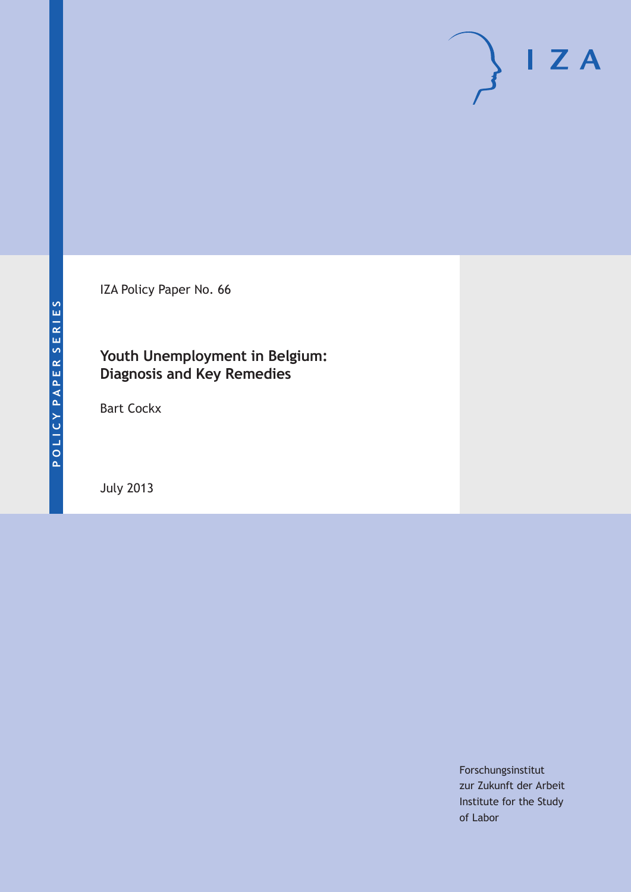POLICY PAPER SERIES

IZA Policy Paper No. 66

# Youth Unemployment in Belgium: Diagnosis and Key Remedies

Bart Cockx

July 2013

Forschungsinstitut
zur Zukunft der Arbeit
Institute for the Study
of Labor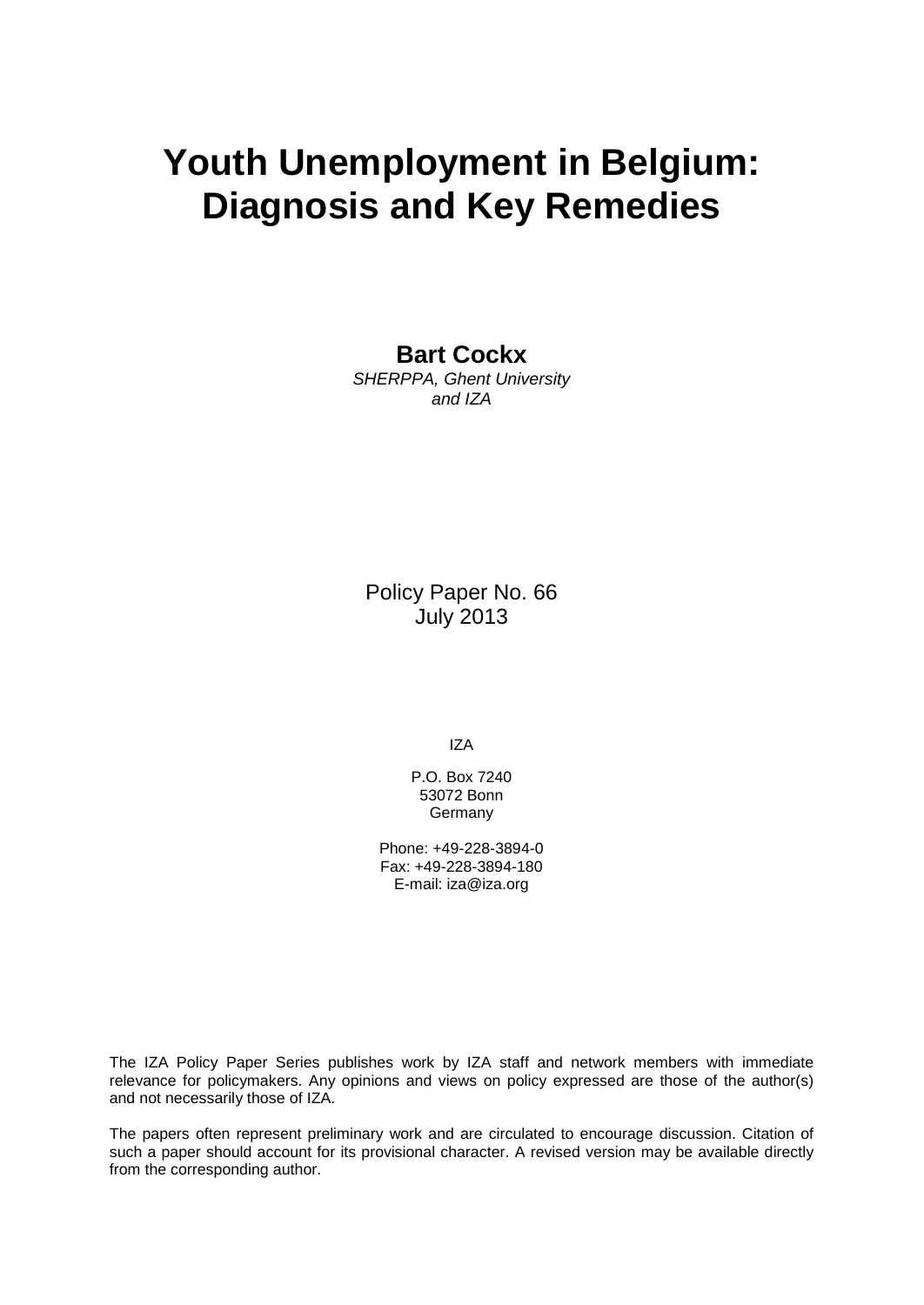# Youth Unemployment in Belgium: Diagnosis and Key Remedies

**Bart Cockx**

*SHERPPA, Ghent University and IZA*

Policy Paper No. 66
July 2013

IZA

P.O. Box 7240
53072 Bonn
Germany

Phone: +49-228-3894-0
Fax: +49-228-3894-180
E-mail: iza@iza.org

The IZA Policy Paper Series publishes work by IZA staff and network members with immediate relevance for policymakers. Any opinions and views on policy expressed are those of the author(s) and not necessarily those of IZA.

The papers often represent preliminary work and are circulated to encourage discussion. Citation of such a paper should account for its provisional character. A revised version may be available directly from the corresponding author.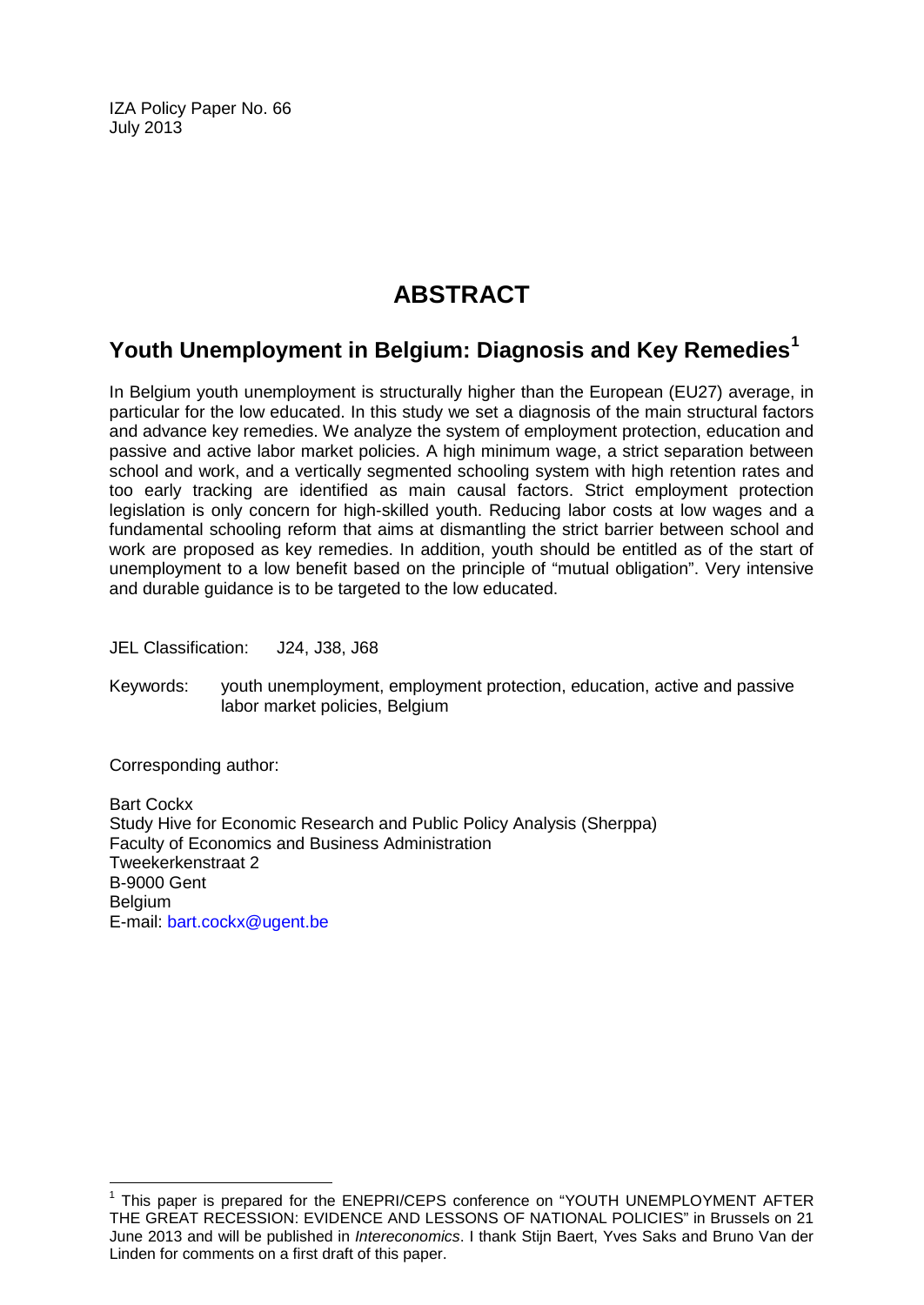IZA Policy Paper No. 66
July 2013

# ABSTRACT

## Youth Unemployment in Belgium: Diagnosis and Key Remedies[1]

In Belgium youth unemployment is structurally higher than the European (EU27) average, in particular for the low educated. In this study we set a diagnosis of the main structural factors and advance key remedies. We analyze the system of employment protection, education and passive and active labor market policies. A high minimum wage, a strict separation between school and work, and a vertically segmented schooling system with high retention rates and too early tracking are identified as main causal factors. Strict employment protection legislation is only concern for high-skilled youth. Reducing labor costs at low wages and a fundamental schooling reform that aims at dismantling the strict barrier between school and work are proposed as key remedies. In addition, youth should be entitled as of the start of unemployment to a low benefit based on the principle of "mutual obligation". Very intensive and durable guidance is to be targeted to the low educated.

JEL Classification: J24, J38, J68

Keywords: youth unemployment, employment protection, education, active and passive labor market policies, Belgium

Corresponding author:

Bart Cockx
Study Hive for Economic Research and Public Policy Analysis (Sherppa)
Faculty of Economics and Business Administration
Tweekerkenstraat 2
B-9000 Gent
Belgium
E-mail: bart.cockx@ugent.be

[1] This paper is prepared for the ENEPRI/CEPS conference on "YOUTH UNEMPLOYMENT AFTER THE GREAT RECESSION: EVIDENCE AND LESSONS OF NATIONAL POLICIES" in Brussels on 21 June 2013 and will be published in *Intereconomics*. I thank Stijn Baert, Yves Saks and Bruno Van der Linden for comments on a first draft of this paper.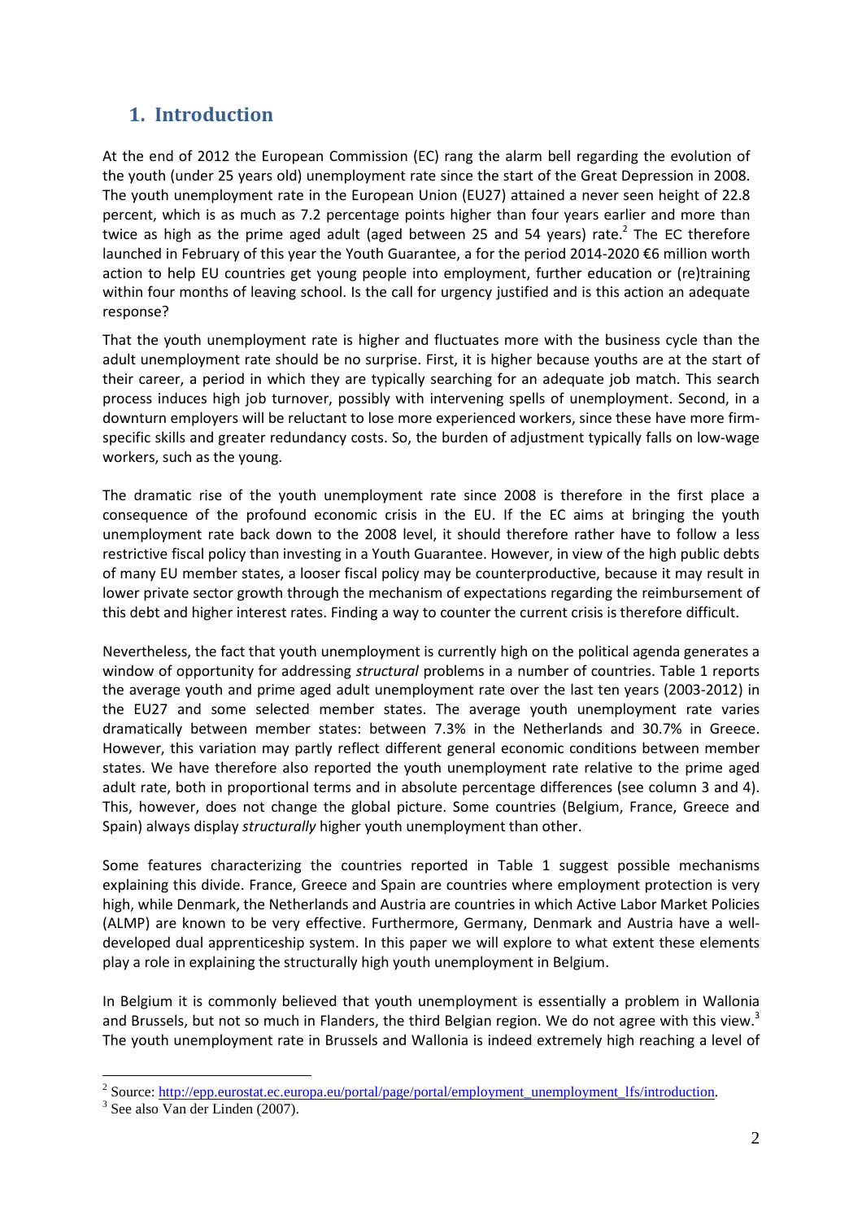## 1. Introduction

At the end of 2012 the European Commission (EC) rang the alarm bell regarding the evolution of the youth (under 25 years old) unemployment rate since the start of the Great Depression in 2008. The youth unemployment rate in the European Union (EU27) attained a never seen height of 22.8 percent, which is as much as 7.2 percentage points higher than four years earlier and more than twice as high as the prime aged adult (aged between 25 and 54 years) rate.[2] The EC therefore launched in February of this year the Youth Guarantee, a for the period 2014-2020 €6 million worth action to help EU countries get young people into employment, further education or (re)training within four months of leaving school. Is the call for urgency justified and is this action an adequate response?

That the youth unemployment rate is higher and fluctuates more with the business cycle than the adult unemployment rate should be no surprise. First, it is higher because youths are at the start of their career, a period in which they are typically searching for an adequate job match. This search process induces high job turnover, possibly with intervening spells of unemployment. Second, in a downturn employers will be reluctant to lose more experienced workers, since these have more firm-specific skills and greater redundancy costs. So, the burden of adjustment typically falls on low-wage workers, such as the young.

The dramatic rise of the youth unemployment rate since 2008 is therefore in the first place a consequence of the profound economic crisis in the EU. If the EC aims at bringing the youth unemployment rate back down to the 2008 level, it should therefore rather have to follow a less restrictive fiscal policy than investing in a Youth Guarantee. However, in view of the high public debts of many EU member states, a looser fiscal policy may be counterproductive, because it may result in lower private sector growth through the mechanism of expectations regarding the reimbursement of this debt and higher interest rates. Finding a way to counter the current crisis is therefore difficult.

Nevertheless, the fact that youth unemployment is currently high on the political agenda generates a window of opportunity for addressing *structural* problems in a number of countries. Table 1 reports the average youth and prime aged adult unemployment rate over the last ten years (2003-2012) in the EU27 and some selected member states. The average youth unemployment rate varies dramatically between member states: between 7.3% in the Netherlands and 30.7% in Greece. However, this variation may partly reflect different general economic conditions between member states. We have therefore also reported the youth unemployment rate relative to the prime aged adult rate, both in proportional terms and in absolute percentage differences (see column 3 and 4). This, however, does not change the global picture. Some countries (Belgium, France, Greece and Spain) always display *structurally* higher youth unemployment than other.

Some features characterizing the countries reported in Table 1 suggest possible mechanisms explaining this divide. France, Greece and Spain are countries where employment protection is very high, while Denmark, the Netherlands and Austria are countries in which Active Labor Market Policies (ALMP) are known to be very effective. Furthermore, Germany, Denmark and Austria have a well-developed dual apprenticeship system. In this paper we will explore to what extent these elements play a role in explaining the structurally high youth unemployment in Belgium.

In Belgium it is commonly believed that youth unemployment is essentially a problem in Wallonia and Brussels, but not so much in Flanders, the third Belgian region. We do not agree with this view.[3] The youth unemployment rate in Brussels and Wallonia is indeed extremely high reaching a level of

[2] Source: http://epp.eurostat.ec.europa.eu/portal/page/portal/employment_unemployment_lfs/introduction.

[3] See also Van der Linden (2007).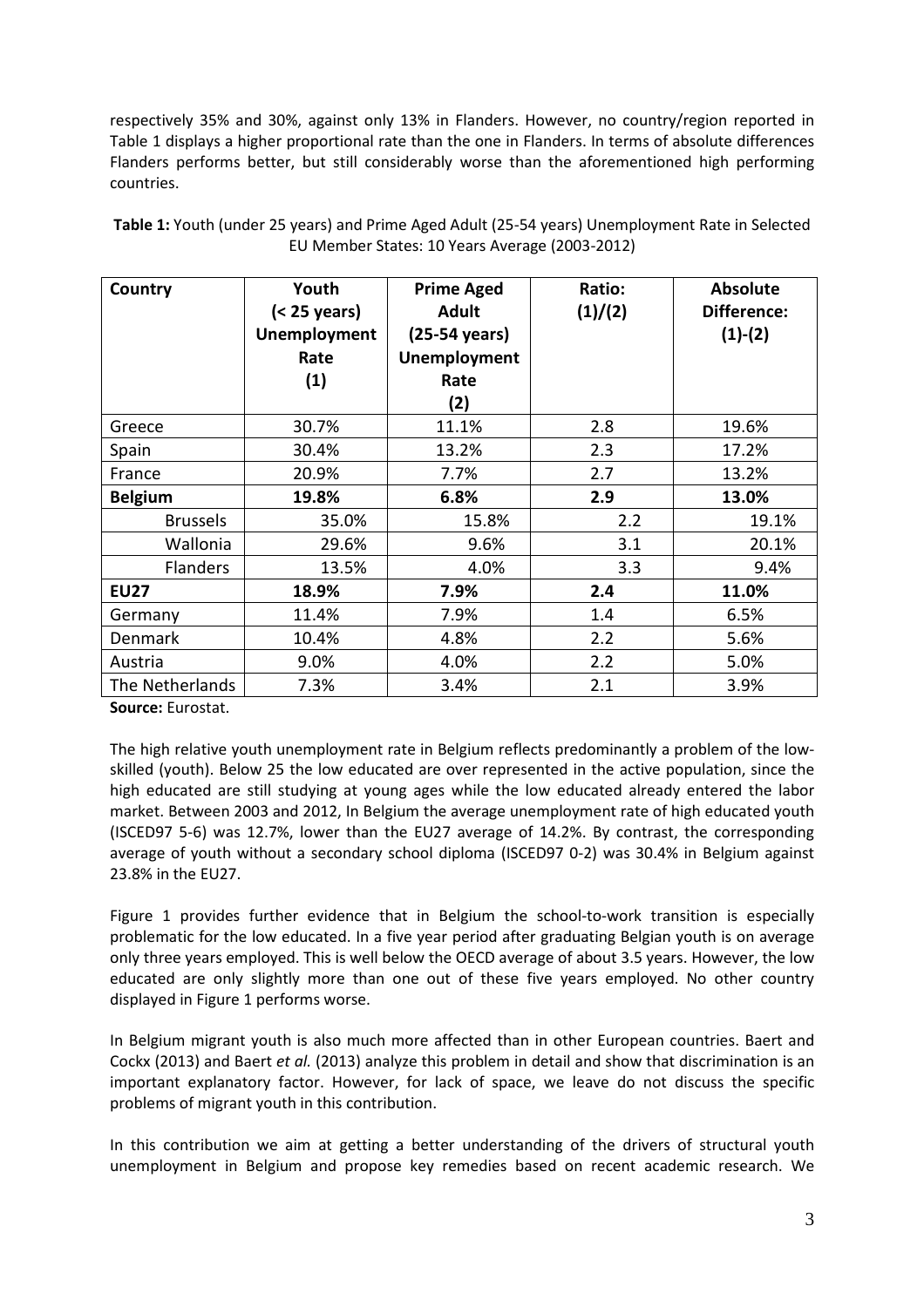respectively 35% and 30%, against only 13% in Flanders. However, no country/region reported in Table 1 displays a higher proportional rate than the one in Flanders. In terms of absolute differences Flanders performs better, but still considerably worse than the aforementioned high performing countries.

**Table 1:** Youth (under 25 years) and Prime Aged Adult (25-54 years) Unemployment Rate in Selected EU Member States: 10 Years Average (2003-2012)

| Country | Youth (< 25 years) Unemployment Rate (1) | Prime Aged Adult (25-54 years) Unemployment Rate (2) | Ratio: (1)/(2) | Absolute Difference: (1)-(2) |
|---|---|---|---|---|
| Greece | 30.7% | 11.1% | 2.8 | 19.6% |
| Spain | 30.4% | 13.2% | 2.3 | 17.2% |
| France | 20.9% | 7.7% | 2.7 | 13.2% |
| **Belgium** | **19.8%** | **6.8%** | **2.9** | **13.0%** |
| Brussels | 35.0% | 15.8% | 2.2 | 19.1% |
| Wallonia | 29.6% | 9.6% | 3.1 | 20.1% |
| Flanders | 13.5% | 4.0% | 3.3 | 9.4% |
| **EU27** | **18.9%** | **7.9%** | **2.4** | **11.0%** |
| Germany | 11.4% | 7.9% | 1.4 | 6.5% |
| Denmark | 10.4% | 4.8% | 2.2 | 5.6% |
| Austria | 9.0% | 4.0% | 2.2 | 5.0% |
| The Netherlands | 7.3% | 3.4% | 2.1 | 3.9% |

**Source:** Eurostat.

The high relative youth unemployment rate in Belgium reflects predominantly a problem of the low-skilled (youth). Below 25 the low educated are over represented in the active population, since the high educated are still studying at young ages while the low educated already entered the labor market. Between 2003 and 2012, In Belgium the average unemployment rate of high educated youth (ISCED97 5-6) was 12.7%, lower than the EU27 average of 14.2%. By contrast, the corresponding average of youth without a secondary school diploma (ISCED97 0-2) was 30.4% in Belgium against 23.8% in the EU27.

Figure 1 provides further evidence that in Belgium the school-to-work transition is especially problematic for the low educated. In a five year period after graduating Belgian youth is on average only three years employed. This is well below the OECD average of about 3.5 years. However, the low educated are only slightly more than one out of these five years employed. No other country displayed in Figure 1 performs worse.

In Belgium migrant youth is also much more affected than in other European countries. Baert and Cockx (2013) and Baert *et al.* (2013) analyze this problem in detail and show that discrimination is an important explanatory factor. However, for lack of space, we leave do not discuss the specific problems of migrant youth in this contribution.

In this contribution we aim at getting a better understanding of the drivers of structural youth unemployment in Belgium and propose key remedies based on recent academic research. We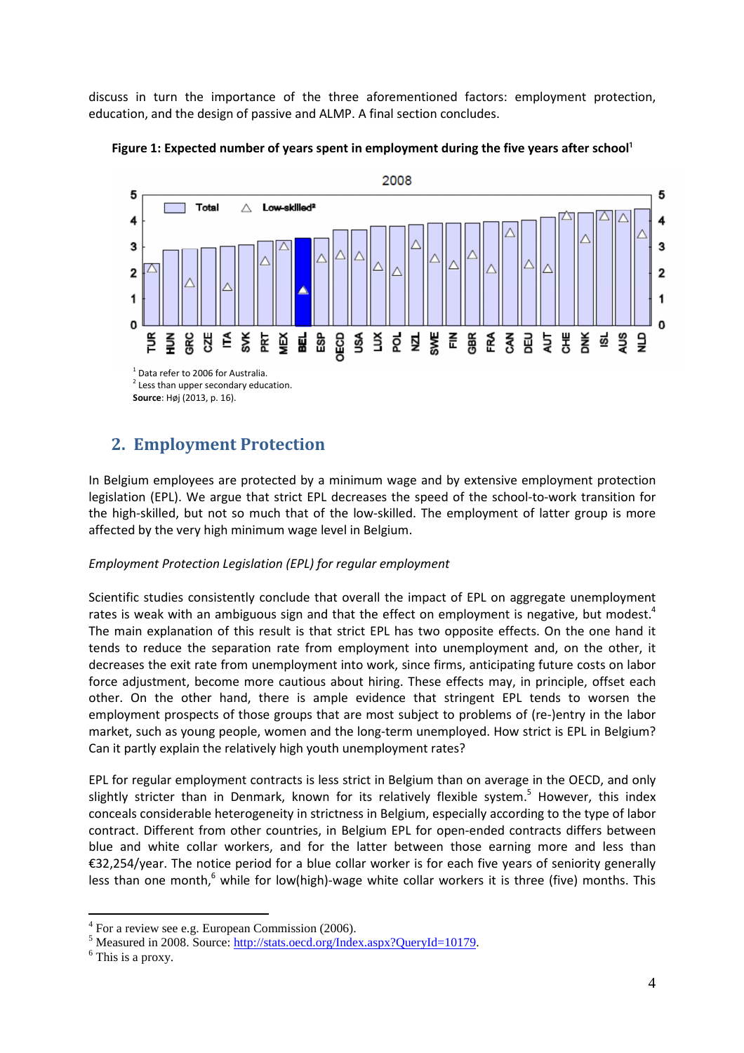discuss in turn the importance of the three aforementioned factors: employment protection, education, and the design of passive and ALMP. A final section concludes.

**Figure 1: Expected number of years spent in employment during the five years after school[1]**

[1] Data refer to 2006 for Australia.
[2] Less than upper secondary education.
**Source**: Høj (2013, p. 16).

## 2. Employment Protection

In Belgium employees are protected by a minimum wage and by extensive employment protection legislation (EPL). We argue that strict EPL decreases the speed of the school-to-work transition for the high-skilled, but not so much that of the low-skilled. The employment of latter group is more affected by the very high minimum wage level in Belgium.

*Employment Protection Legislation (EPL) for regular employment*

Scientific studies consistently conclude that overall the impact of EPL on aggregate unemployment rates is weak with an ambiguous sign and that the effect on employment is negative, but modest.[4] The main explanation of this result is that strict EPL has two opposite effects. On the one hand it tends to reduce the separation rate from employment into unemployment and, on the other, it decreases the exit rate from unemployment into work, since firms, anticipating future costs on labor force adjustment, become more cautious about hiring. These effects may, in principle, offset each other. On the other hand, there is ample evidence that stringent EPL tends to worsen the employment prospects of those groups that are most subject to problems of (re-)entry in the labor market, such as young people, women and the long-term unemployed. How strict is EPL in Belgium? Can it partly explain the relatively high youth unemployment rates?

EPL for regular employment contracts is less strict in Belgium than on average in the OECD, and only slightly stricter than in Denmark, known for its relatively flexible system.[5] However, this index conceals considerable heterogeneity in strictness in Belgium, especially according to the type of labor contract. Different from other countries, in Belgium EPL for open-ended contracts differs between blue and white collar workers, and for the latter between those earning more and less than €32,254/year. The notice period for a blue collar worker is for each five years of seniority generally less than one month,[6] while for low(high)-wage white collar workers it is three (five) months. This

[4] For a review see e.g. European Commission (2006).
[5] Measured in 2008. Source: http://stats.oecd.org/Index.aspx?QueryId=10179.
[6] This is a proxy.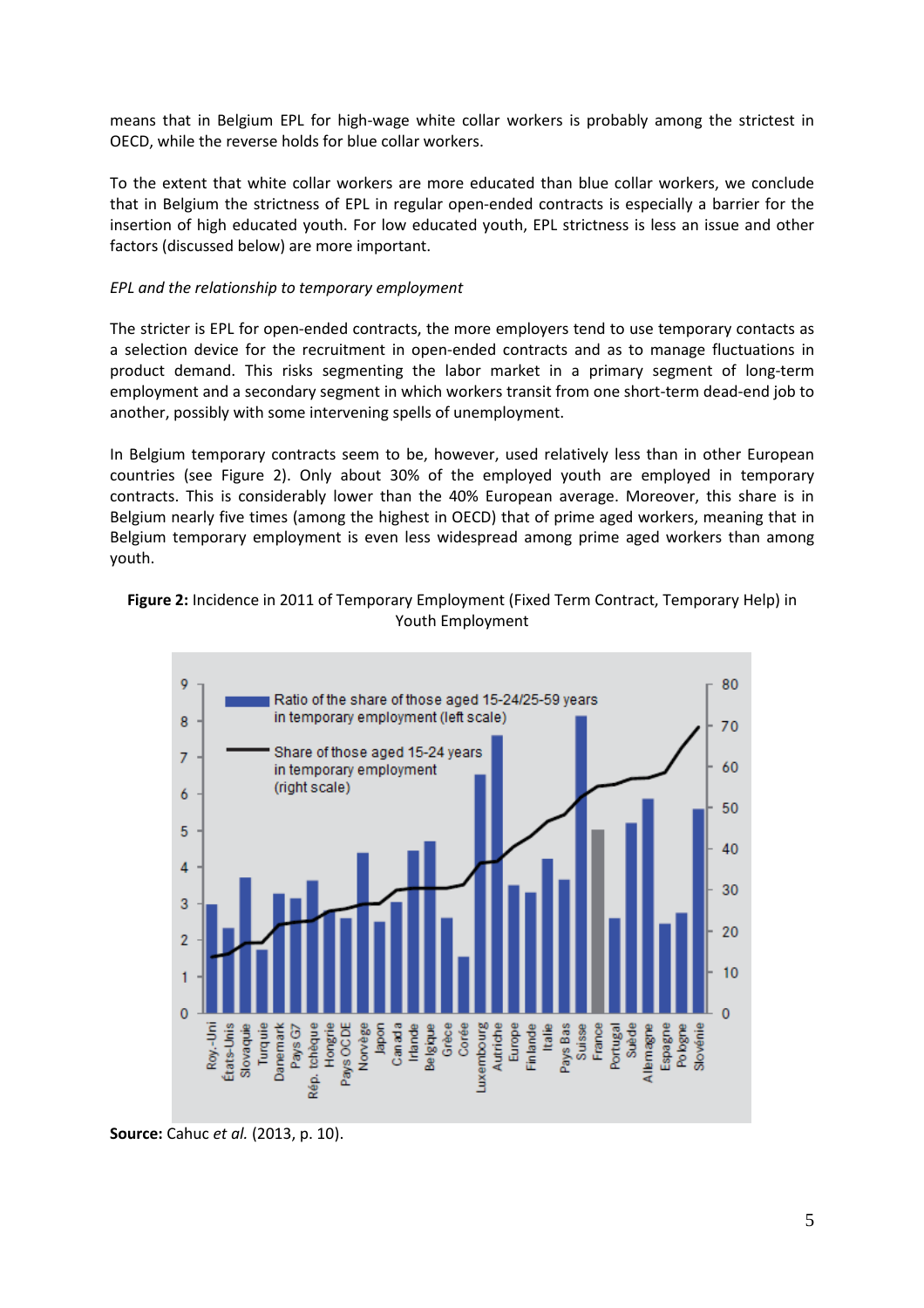means that in Belgium EPL for high-wage white collar workers is probably among the strictest in OECD, while the reverse holds for blue collar workers.

To the extent that white collar workers are more educated than blue collar workers, we conclude that in Belgium the strictness of EPL in regular open-ended contracts is especially a barrier for the insertion of high educated youth. For low educated youth, EPL strictness is less an issue and other factors (discussed below) are more important.

*EPL and the relationship to temporary employment*

The stricter is EPL for open-ended contracts, the more employers tend to use temporary contacts as a selection device for the recruitment in open-ended contracts and as to manage fluctuations in product demand. This risks segmenting the labor market in a primary segment of long-term employment and a secondary segment in which workers transit from one short-term dead-end job to another, possibly with some intervening spells of unemployment.

In Belgium temporary contracts seem to be, however, used relatively less than in other European countries (see Figure 2). Only about 30% of the employed youth are employed in temporary contracts. This is considerably lower than the 40% European average. Moreover, this share is in Belgium nearly five times (among the highest in OECD) that of prime aged workers, meaning that in Belgium temporary employment is even less widespread among prime aged workers than among youth.

**Figure 2:** Incidence in 2011 of Temporary Employment (Fixed Term Contract, Temporary Help) in Youth Employment

**Source:** Cahuc *et al.* (2013, p. 10).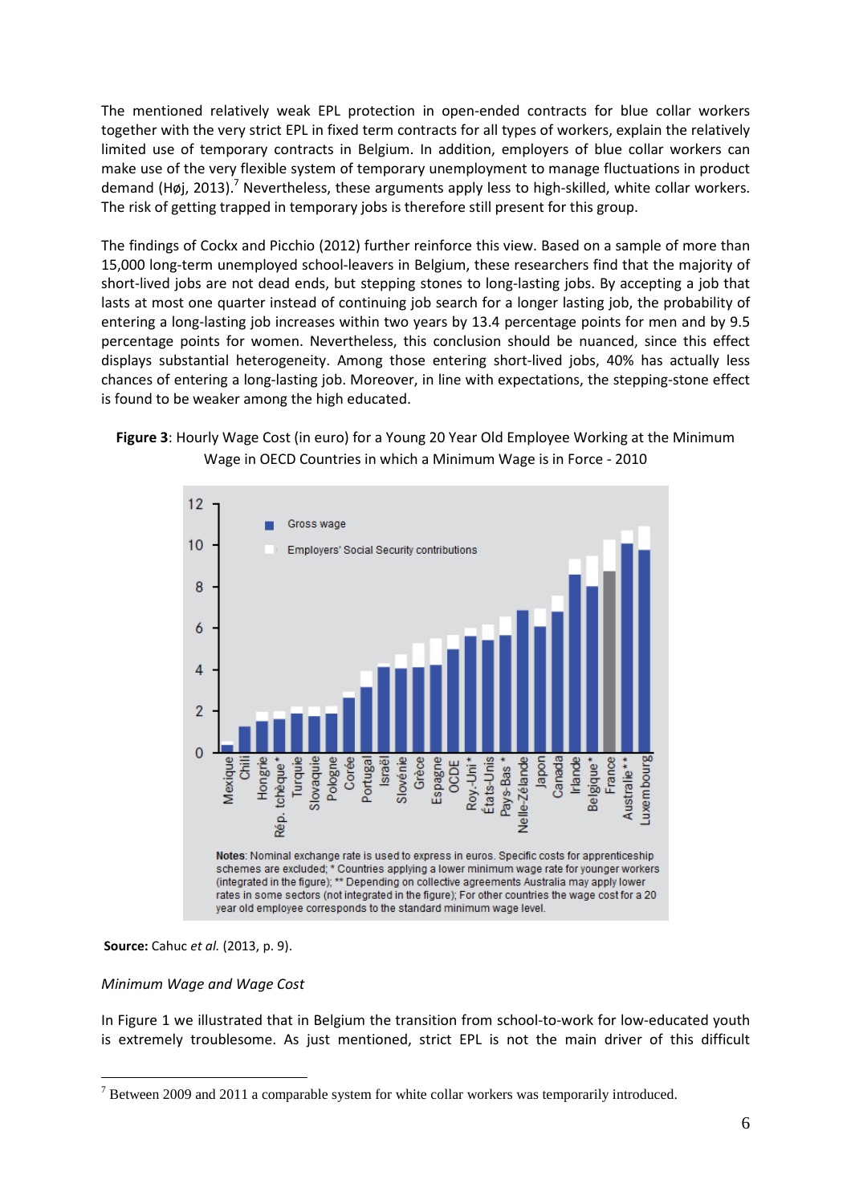The mentioned relatively weak EPL protection in open-ended contracts for blue collar workers together with the very strict EPL in fixed term contracts for all types of workers, explain the relatively limited use of temporary contracts in Belgium. In addition, employers of blue collar workers can make use of the very flexible system of temporary unemployment to manage fluctuations in product demand (Høj, 2013).[7] Nevertheless, these arguments apply less to high-skilled, white collar workers. The risk of getting trapped in temporary jobs is therefore still present for this group.

The findings of Cockx and Picchio (2012) further reinforce this view. Based on a sample of more than 15,000 long-term unemployed school-leavers in Belgium, these researchers find that the majority of short-lived jobs are not dead ends, but stepping stones to long-lasting jobs. By accepting a job that lasts at most one quarter instead of continuing job search for a longer lasting job, the probability of entering a long-lasting job increases within two years by 13.4 percentage points for men and by 9.5 percentage points for women. Nevertheless, this conclusion should be nuanced, since this effect displays substantial heterogeneity. Among those entering short-lived jobs, 40% has actually less chances of entering a long-lasting job. Moreover, in line with expectations, the stepping-stone effect is found to be weaker among the high educated.

**Figure 3**: Hourly Wage Cost (in euro) for a Young 20 Year Old Employee Working at the Minimum Wage in OECD Countries in which a Minimum Wage is in Force - 2010

**Notes**: Nominal exchange rate is used to express in euros. Specific costs for apprenticeship schemes are excluded; * Countries applying a lower minimum wage rate for younger workers (integrated in the figure); ** Depending on collective agreements Australia may apply lower rates in some sectors (not integrated in the figure); For other countries the wage cost for a 20 year old employee corresponds to the standard minimum wage level.

**Source:** Cahuc *et al.* (2013, p. 9).

*Minimum Wage and Wage Cost*

In Figure 1 we illustrated that in Belgium the transition from school-to-work for low-educated youth is extremely troublesome. As just mentioned, strict EPL is not the main driver of this difficult

[7] Between 2009 and 2011 a comparable system for white collar workers was temporarily introduced.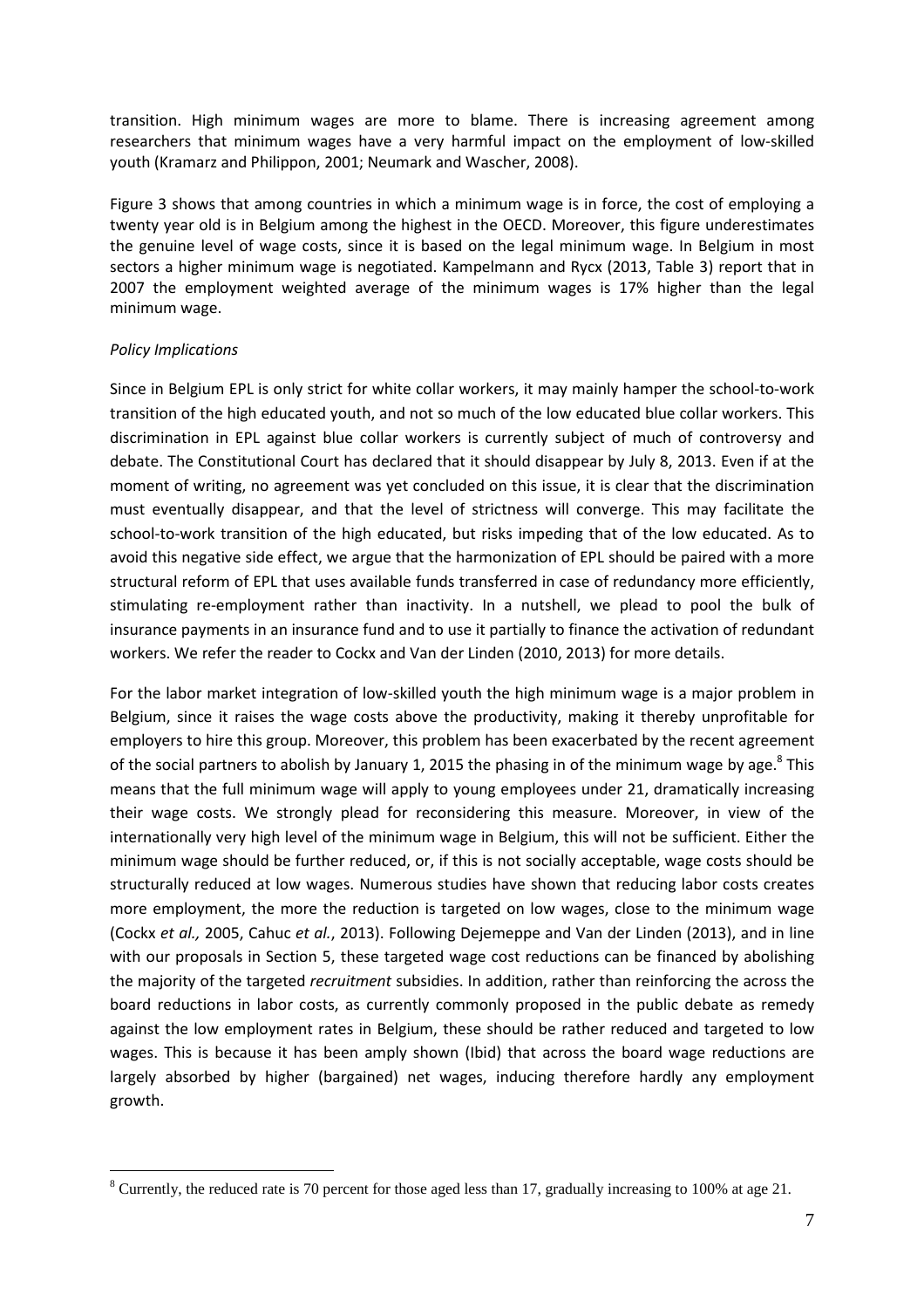transition. High minimum wages are more to blame. There is increasing agreement among researchers that minimum wages have a very harmful impact on the employment of low-skilled youth (Kramarz and Philippon, 2001; Neumark and Wascher, 2008).

Figure 3 shows that among countries in which a minimum wage is in force, the cost of employing a twenty year old is in Belgium among the highest in the OECD. Moreover, this figure underestimates the genuine level of wage costs, since it is based on the legal minimum wage. In Belgium in most sectors a higher minimum wage is negotiated. Kampelmann and Rycx (2013, Table 3) report that in 2007 the employment weighted average of the minimum wages is 17% higher than the legal minimum wage.

*Policy Implications*

Since in Belgium EPL is only strict for white collar workers, it may mainly hamper the school-to-work transition of the high educated youth, and not so much of the low educated blue collar workers. This discrimination in EPL against blue collar workers is currently subject of much of controversy and debate. The Constitutional Court has declared that it should disappear by July 8, 2013. Even if at the moment of writing, no agreement was yet concluded on this issue, it is clear that the discrimination must eventually disappear, and that the level of strictness will converge. This may facilitate the school-to-work transition of the high educated, but risks impeding that of the low educated. As to avoid this negative side effect, we argue that the harmonization of EPL should be paired with a more structural reform of EPL that uses available funds transferred in case of redundancy more efficiently, stimulating re-employment rather than inactivity. In a nutshell, we plead to pool the bulk of insurance payments in an insurance fund and to use it partially to finance the activation of redundant workers. We refer the reader to Cockx and Van der Linden (2010, 2013) for more details.

For the labor market integration of low-skilled youth the high minimum wage is a major problem in Belgium, since it raises the wage costs above the productivity, making it thereby unprofitable for employers to hire this group. Moreover, this problem has been exacerbated by the recent agreement of the social partners to abolish by January 1, 2015 the phasing in of the minimum wage by age.[8] This means that the full minimum wage will apply to young employees under 21, dramatically increasing their wage costs. We strongly plead for reconsidering this measure. Moreover, in view of the internationally very high level of the minimum wage in Belgium, this will not be sufficient. Either the minimum wage should be further reduced, or, if this is not socially acceptable, wage costs should be structurally reduced at low wages. Numerous studies have shown that reducing labor costs creates more employment, the more the reduction is targeted on low wages, close to the minimum wage (Cockx *et al.,* 2005, Cahuc *et al.*, 2013). Following Dejemeppe and Van der Linden (2013), and in line with our proposals in Section 5, these targeted wage cost reductions can be financed by abolishing the majority of the targeted *recruitment* subsidies. In addition, rather than reinforcing the across the board reductions in labor costs, as currently commonly proposed in the public debate as remedy against the low employment rates in Belgium, these should be rather reduced and targeted to low wages. This is because it has been amply shown (Ibid) that across the board wage reductions are largely absorbed by higher (bargained) net wages, inducing therefore hardly any employment growth.

[8] Currently, the reduced rate is 70 percent for those aged less than 17, gradually increasing to 100% at age 21.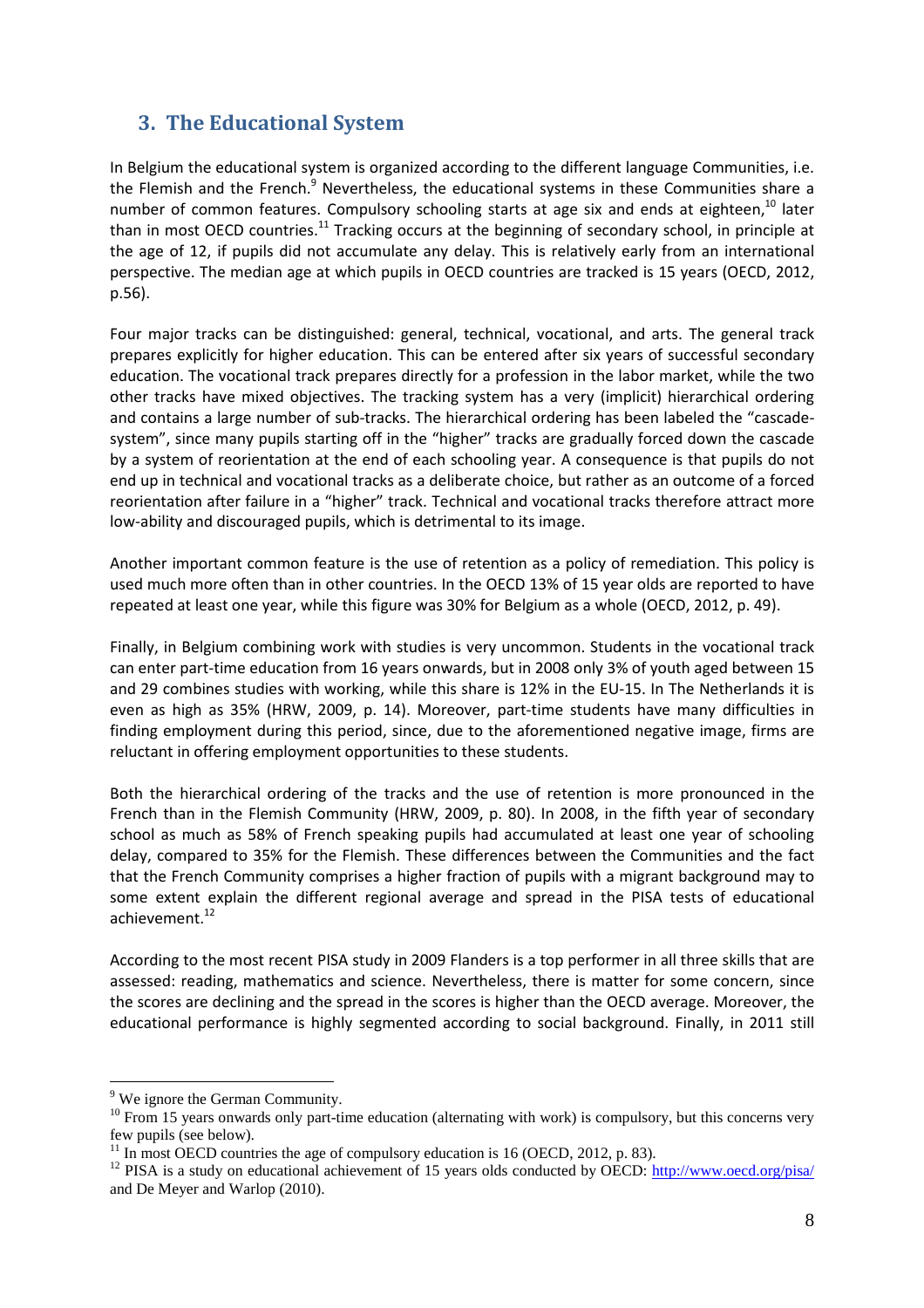## 3. The Educational System

In Belgium the educational system is organized according to the different language Communities, i.e. the Flemish and the French.[9] Nevertheless, the educational systems in these Communities share a number of common features. Compulsory schooling starts at age six and ends at eighteen,[10] later than in most OECD countries.[11] Tracking occurs at the beginning of secondary school, in principle at the age of 12, if pupils did not accumulate any delay. This is relatively early from an international perspective. The median age at which pupils in OECD countries are tracked is 15 years (OECD, 2012, p.56).

Four major tracks can be distinguished: general, technical, vocational, and arts. The general track prepares explicitly for higher education. This can be entered after six years of successful secondary education. The vocational track prepares directly for a profession in the labor market, while the two other tracks have mixed objectives. The tracking system has a very (implicit) hierarchical ordering and contains a large number of sub-tracks. The hierarchical ordering has been labeled the "cascade-system", since many pupils starting off in the "higher" tracks are gradually forced down the cascade by a system of reorientation at the end of each schooling year. A consequence is that pupils do not end up in technical and vocational tracks as a deliberate choice, but rather as an outcome of a forced reorientation after failure in a "higher" track. Technical and vocational tracks therefore attract more low-ability and discouraged pupils, which is detrimental to its image.

Another important common feature is the use of retention as a policy of remediation. This policy is used much more often than in other countries. In the OECD 13% of 15 year olds are reported to have repeated at least one year, while this figure was 30% for Belgium as a whole (OECD, 2012, p. 49).

Finally, in Belgium combining work with studies is very uncommon. Students in the vocational track can enter part-time education from 16 years onwards, but in 2008 only 3% of youth aged between 15 and 29 combines studies with working, while this share is 12% in the EU-15. In The Netherlands it is even as high as 35% (HRW, 2009, p. 14). Moreover, part-time students have many difficulties in finding employment during this period, since, due to the aforementioned negative image, firms are reluctant in offering employment opportunities to these students.

Both the hierarchical ordering of the tracks and the use of retention is more pronounced in the French than in the Flemish Community (HRW, 2009, p. 80). In 2008, in the fifth year of secondary school as much as 58% of French speaking pupils had accumulated at least one year of schooling delay, compared to 35% for the Flemish. These differences between the Communities and the fact that the French Community comprises a higher fraction of pupils with a migrant background may to some extent explain the different regional average and spread in the PISA tests of educational achievement.[12]

According to the most recent PISA study in 2009 Flanders is a top performer in all three skills that are assessed: reading, mathematics and science. Nevertheless, there is matter for some concern, since the scores are declining and the spread in the scores is higher than the OECD average. Moreover, the educational performance is highly segmented according to social background. Finally, in 2011 still

---

[9] We ignore the German Community.

[10] From 15 years onwards only part-time education (alternating with work) is compulsory, but this concerns very few pupils (see below).

[11] In most OECD countries the age of compulsory education is 16 (OECD, 2012, p. 83).

[12] PISA is a study on educational achievement of 15 years olds conducted by OECD: http://www.oecd.org/pisa/ and De Meyer and Warlop (2010).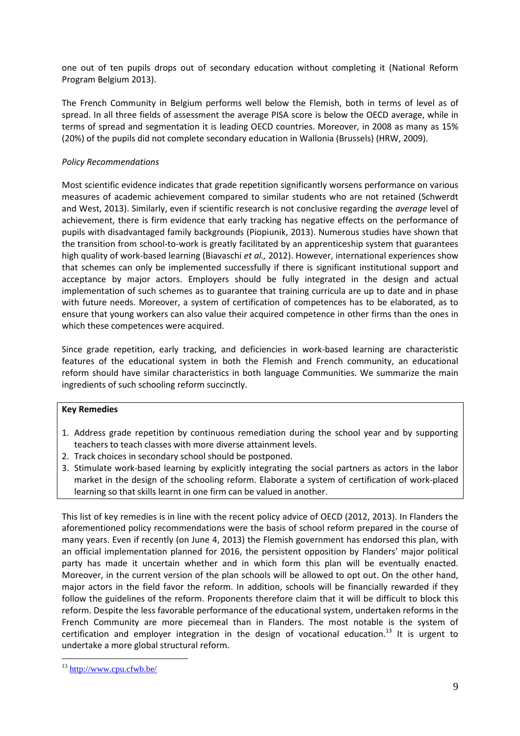one out of ten pupils drops out of secondary education without completing it (National Reform Program Belgium 2013).

The French Community in Belgium performs well below the Flemish, both in terms of level as of spread. In all three fields of assessment the average PISA score is below the OECD average, while in terms of spread and segmentation it is leading OECD countries. Moreover, in 2008 as many as 15% (20%) of the pupils did not complete secondary education in Wallonia (Brussels) (HRW, 2009).

*Policy Recommendations*

Most scientific evidence indicates that grade repetition significantly worsens performance on various measures of academic achievement compared to similar students who are not retained (Schwerdt and West, 2013). Similarly, even if scientific research is not conclusive regarding the *average* level of achievement, there is firm evidence that early tracking has negative effects on the performance of pupils with disadvantaged family backgrounds (Piopiunik, 2013). Numerous studies have shown that the transition from school-to-work is greatly facilitated by an apprenticeship system that guarantees high quality of work-based learning (Biavaschi *et al.,* 2012). However, international experiences show that schemes can only be implemented successfully if there is significant institutional support and acceptance by major actors. Employers should be fully integrated in the design and actual implementation of such schemes as to guarantee that training curricula are up to date and in phase with future needs. Moreover, a system of certification of competences has to be elaborated, as to ensure that young workers can also value their acquired competence in other firms than the ones in which these competences were acquired.

Since grade repetition, early tracking, and deficiencies in work-based learning are characteristic features of the educational system in both the Flemish and French community, an educational reform should have similar characteristics in both language Communities. We summarize the main ingredients of such schooling reform succinctly.

**Key Remedies**

1. Address grade repetition by continuous remediation during the school year and by supporting teachers to teach classes with more diverse attainment levels.
2. Track choices in secondary school should be postponed.
3. Stimulate work-based learning by explicitly integrating the social partners as actors in the labor market in the design of the schooling reform. Elaborate a system of certification of work-placed learning so that skills learnt in one firm can be valued in another.

This list of key remedies is in line with the recent policy advice of OECD (2012, 2013). In Flanders the aforementioned policy recommendations were the basis of school reform prepared in the course of many years. Even if recently (on June 4, 2013) the Flemish government has endorsed this plan, with an official implementation planned for 2016, the persistent opposition by Flanders' major political party has made it uncertain whether and in which form this plan will be eventually enacted. Moreover, in the current version of the plan schools will be allowed to opt out. On the other hand, major actors in the field favor the reform. In addition, schools will be financially rewarded if they follow the guidelines of the reform. Proponents therefore claim that it will be difficult to block this reform. Despite the less favorable performance of the educational system, undertaken reforms in the French Community are more piecemeal than in Flanders. The most notable is the system of certification and employer integration in the design of vocational education.[13] It is urgent to undertake a more global structural reform.

[13] http://www.cpu.cfwb.be/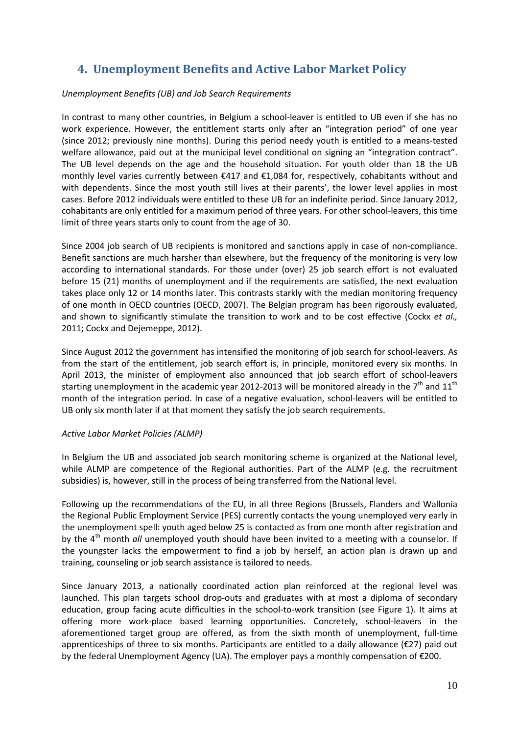## 4. Unemployment Benefits and Active Labor Market Policy

*Unemployment Benefits (UB) and Job Search Requirements*

In contrast to many other countries, in Belgium a school-leaver is entitled to UB even if she has no work experience. However, the entitlement starts only after an "integration period" of one year (since 2012; previously nine months). During this period needy youth is entitled to a means-tested welfare allowance, paid out at the municipal level conditional on signing an "integration contract". The UB level depends on the age and the household situation. For youth older than 18 the UB monthly level varies currently between €417 and €1,084 for, respectively, cohabitants without and with dependents. Since the most youth still lives at their parents', the lower level applies in most cases. Before 2012 individuals were entitled to these UB for an indefinite period. Since January 2012, cohabitants are only entitled for a maximum period of three years. For other school-leavers, this time limit of three years starts only to count from the age of 30.

Since 2004 job search of UB recipients is monitored and sanctions apply in case of non-compliance. Benefit sanctions are much harsher than elsewhere, but the frequency of the monitoring is very low according to international standards. For those under (over) 25 job search effort is not evaluated before 15 (21) months of unemployment and if the requirements are satisfied, the next evaluation takes place only 12 or 14 months later. This contrasts starkly with the median monitoring frequency of one month in OECD countries (OECD, 2007). The Belgian program has been rigorously evaluated, and shown to significantly stimulate the transition to work and to be cost effective (Cockx *et al.,* 2011; Cockx and Dejemeppe, 2012).

Since August 2012 the government has intensified the monitoring of job search for school-leavers. As from the start of the entitlement, job search effort is, in principle, monitored every six months. In April 2013, the minister of employment also announced that job search effort of school-leavers starting unemployment in the academic year 2012-2013 will be monitored already in the 7th and 11th month of the integration period. In case of a negative evaluation, school-leavers will be entitled to UB only six month later if at that moment they satisfy the job search requirements.

*Active Labor Market Policies (ALMP)*

In Belgium the UB and associated job search monitoring scheme is organized at the National level, while ALMP are competence of the Regional authorities. Part of the ALMP (e.g. the recruitment subsidies) is, however, still in the process of being transferred from the National level.

Following up the recommendations of the EU, in all three Regions (Brussels, Flanders and Wallonia the Regional Public Employment Service (PES) currently contacts the young unemployed very early in the unemployment spell: youth aged below 25 is contacted as from one month after registration and by the 4th month *all* unemployed youth should have been invited to a meeting with a counselor. If the youngster lacks the empowerment to find a job by herself, an action plan is drawn up and training, counseling or job search assistance is tailored to needs.

Since January 2013, a nationally coordinated action plan reinforced at the regional level was launched. This plan targets school drop-outs and graduates with at most a diploma of secondary education, group facing acute difficulties in the school-to-work transition (see Figure 1). It aims at offering more work-place based learning opportunities. Concretely, school-leavers in the aforementioned target group are offered, as from the sixth month of unemployment, full-time apprenticeships of three to six months. Participants are entitled to a daily allowance (€27) paid out by the federal Unemployment Agency (UA). The employer pays a monthly compensation of €200.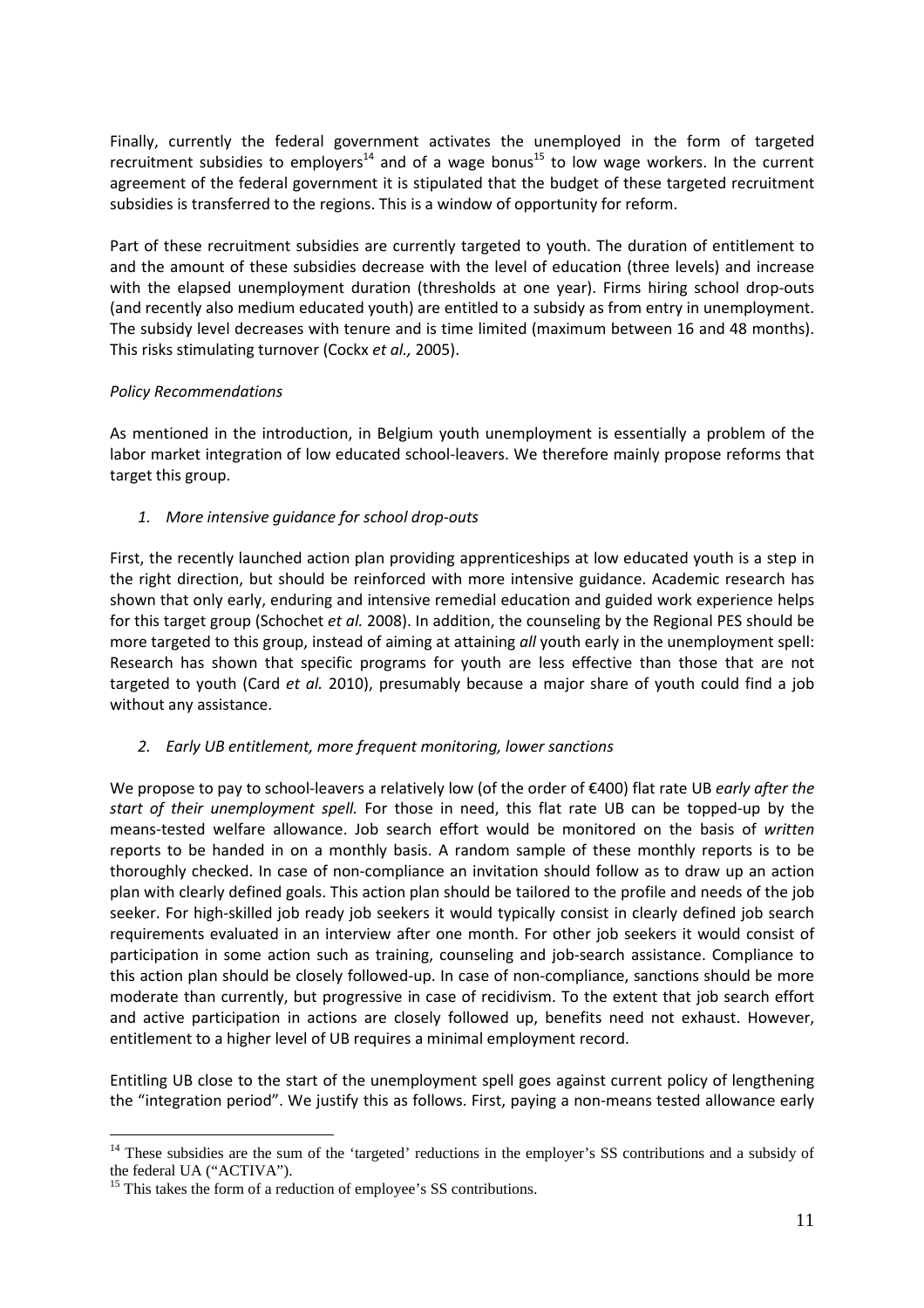Finally, currently the federal government activates the unemployed in the form of targeted recruitment subsidies to employers[14] and of a wage bonus[15] to low wage workers. In the current agreement of the federal government it is stipulated that the budget of these targeted recruitment subsidies is transferred to the regions. This is a window of opportunity for reform.

Part of these recruitment subsidies are currently targeted to youth. The duration of entitlement to and the amount of these subsidies decrease with the level of education (three levels) and increase with the elapsed unemployment duration (thresholds at one year). Firms hiring school drop-outs (and recently also medium educated youth) are entitled to a subsidy as from entry in unemployment. The subsidy level decreases with tenure and is time limited (maximum between 16 and 48 months). This risks stimulating turnover (Cockx *et al.,* 2005).

*Policy Recommendations*

As mentioned in the introduction, in Belgium youth unemployment is essentially a problem of the labor market integration of low educated school-leavers. We therefore mainly propose reforms that target this group.

1. *More intensive guidance for school drop-outs*

First, the recently launched action plan providing apprenticeships at low educated youth is a step in the right direction, but should be reinforced with more intensive guidance. Academic research has shown that only early, enduring and intensive remedial education and guided work experience helps for this target group (Schochet *et al.* 2008). In addition, the counseling by the Regional PES should be more targeted to this group, instead of aiming at attaining *all* youth early in the unemployment spell: Research has shown that specific programs for youth are less effective than those that are not targeted to youth (Card *et al.* 2010), presumably because a major share of youth could find a job without any assistance.

2. *Early UB entitlement, more frequent monitoring, lower sanctions*

We propose to pay to school-leavers a relatively low (of the order of €400) flat rate UB *early after the start of their unemployment spell.* For those in need, this flat rate UB can be topped-up by the means-tested welfare allowance. Job search effort would be monitored on the basis of *written* reports to be handed in on a monthly basis. A random sample of these monthly reports is to be thoroughly checked. In case of non-compliance an invitation should follow as to draw up an action plan with clearly defined goals. This action plan should be tailored to the profile and needs of the job seeker. For high-skilled job ready job seekers it would typically consist in clearly defined job search requirements evaluated in an interview after one month. For other job seekers it would consist of participation in some action such as training, counseling and job-search assistance. Compliance to this action plan should be closely followed-up. In case of non-compliance, sanctions should be more moderate than currently, but progressive in case of recidivism. To the extent that job search effort and active participation in actions are closely followed up, benefits need not exhaust. However, entitlement to a higher level of UB requires a minimal employment record.

Entitling UB close to the start of the unemployment spell goes against current policy of lengthening the "integration period". We justify this as follows. First, paying a non-means tested allowance early

[14] These subsidies are the sum of the 'targeted' reductions in the employer's SS contributions and a subsidy of the federal UA ("ACTIVA").

[15] This takes the form of a reduction of employee's SS contributions.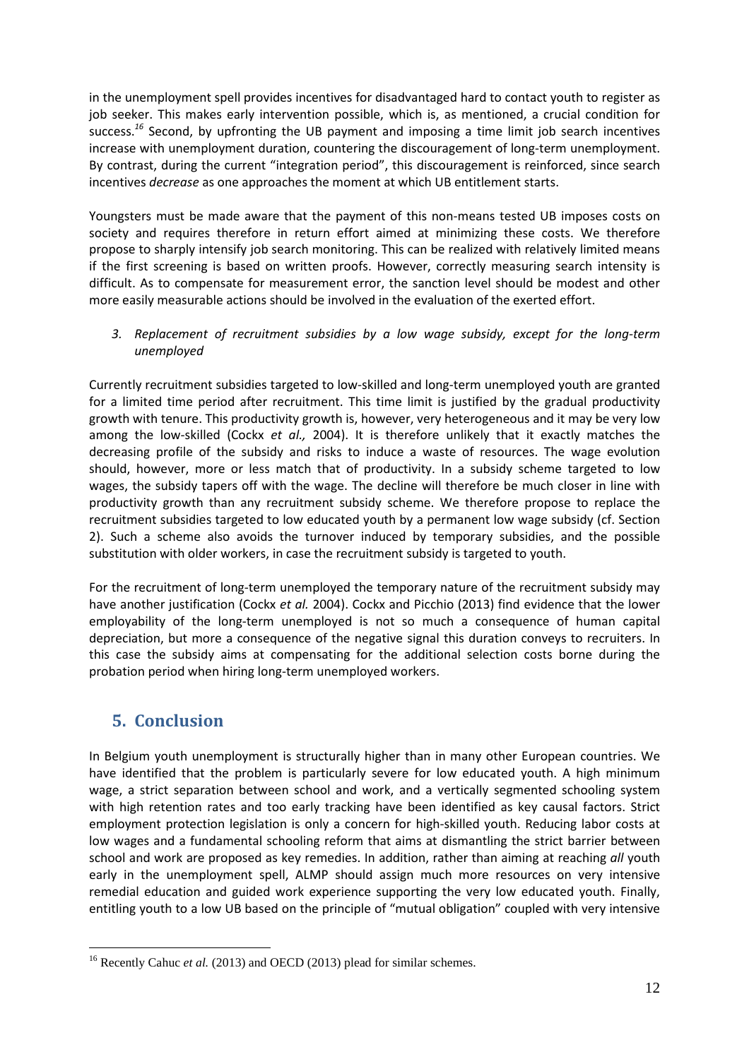in the unemployment spell provides incentives for disadvantaged hard to contact youth to register as job seeker. This makes early intervention possible, which is, as mentioned, a crucial condition for success.[16] Second, by upfronting the UB payment and imposing a time limit job search incentives increase with unemployment duration, countering the discouragement of long-term unemployment. By contrast, during the current "integration period", this discouragement is reinforced, since search incentives *decrease* as one approaches the moment at which UB entitlement starts.

Youngsters must be made aware that the payment of this non-means tested UB imposes costs on society and requires therefore in return effort aimed at minimizing these costs. We therefore propose to sharply intensify job search monitoring. This can be realized with relatively limited means if the first screening is based on written proofs. However, correctly measuring search intensity is difficult. As to compensate for measurement error, the sanction level should be modest and other more easily measurable actions should be involved in the evaluation of the exerted effort.

3. *Replacement of recruitment subsidies by a low wage subsidy, except for the long-term unemployed*

Currently recruitment subsidies targeted to low-skilled and long-term unemployed youth are granted for a limited time period after recruitment. This time limit is justified by the gradual productivity growth with tenure. This productivity growth is, however, very heterogeneous and it may be very low among the low-skilled (Cockx *et al.,* 2004). It is therefore unlikely that it exactly matches the decreasing profile of the subsidy and risks to induce a waste of resources. The wage evolution should, however, more or less match that of productivity. In a subsidy scheme targeted to low wages, the subsidy tapers off with the wage. The decline will therefore be much closer in line with productivity growth than any recruitment subsidy scheme. We therefore propose to replace the recruitment subsidies targeted to low educated youth by a permanent low wage subsidy (cf. Section 2). Such a scheme also avoids the turnover induced by temporary subsidies, and the possible substitution with older workers, in case the recruitment subsidy is targeted to youth.

For the recruitment of long-term unemployed the temporary nature of the recruitment subsidy may have another justification (Cockx *et al.* 2004). Cockx and Picchio (2013) find evidence that the lower employability of the long-term unemployed is not so much a consequence of human capital depreciation, but more a consequence of the negative signal this duration conveys to recruiters. In this case the subsidy aims at compensating for the additional selection costs borne during the probation period when hiring long-term unemployed workers.

## 5. Conclusion

In Belgium youth unemployment is structurally higher than in many other European countries. We have identified that the problem is particularly severe for low educated youth. A high minimum wage, a strict separation between school and work, and a vertically segmented schooling system with high retention rates and too early tracking have been identified as key causal factors. Strict employment protection legislation is only a concern for high-skilled youth. Reducing labor costs at low wages and a fundamental schooling reform that aims at dismantling the strict barrier between school and work are proposed as key remedies. In addition, rather than aiming at reaching *all* youth early in the unemployment spell, ALMP should assign much more resources on very intensive remedial education and guided work experience supporting the very low educated youth. Finally, entitling youth to a low UB based on the principle of "mutual obligation" coupled with very intensive

[16] Recently Cahuc *et al.* (2013) and OECD (2013) plead for similar schemes.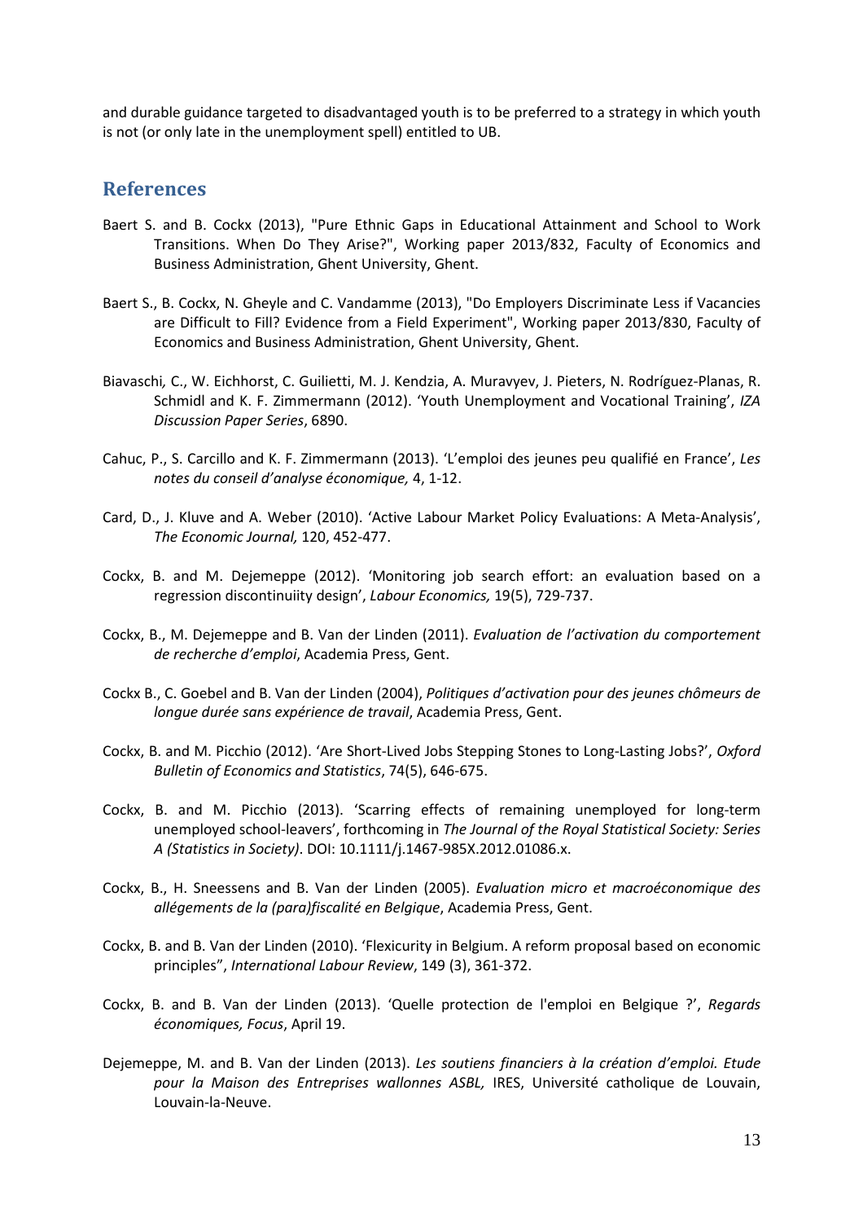and durable guidance targeted to disadvantaged youth is to be preferred to a strategy in which youth is not (or only late in the unemployment spell) entitled to UB.

## References

Baert S. and B. Cockx (2013), "Pure Ethnic Gaps in Educational Attainment and School to Work Transitions. When Do They Arise?", Working paper 2013/832, Faculty of Economics and Business Administration, Ghent University, Ghent.

Baert S., B. Cockx, N. Gheyle and C. Vandamme (2013), "Do Employers Discriminate Less if Vacancies are Difficult to Fill? Evidence from a Field Experiment", Working paper 2013/830, Faculty of Economics and Business Administration, Ghent University, Ghent.

Biavaschi, C., W. Eichhorst, C. Guilietti, M. J. Kendzia, A. Muravyev, J. Pieters, N. Rodríguez-Planas, R. Schmidl and K. F. Zimmermann (2012). 'Youth Unemployment and Vocational Training', *IZA Discussion Paper Series*, 6890.

Cahuc, P., S. Carcillo and K. F. Zimmermann (2013). 'L'emploi des jeunes peu qualifié en France', *Les notes du conseil d'analyse économique,* 4, 1-12.

Card, D., J. Kluve and A. Weber (2010). 'Active Labour Market Policy Evaluations: A Meta-Analysis', *The Economic Journal,* 120, 452-477.

Cockx, B. and M. Dejemeppe (2012). 'Monitoring job search effort: an evaluation based on a regression discontinuiity design', *Labour Economics,* 19(5), 729-737.

Cockx, B., M. Dejemeppe and B. Van der Linden (2011). *Evaluation de l'activation du comportement de recherche d'emploi*, Academia Press, Gent.

Cockx B., C. Goebel and B. Van der Linden (2004), *Politiques d'activation pour des jeunes chômeurs de longue durée sans expérience de travail*, Academia Press, Gent.

Cockx, B. and M. Picchio (2012). 'Are Short-Lived Jobs Stepping Stones to Long-Lasting Jobs?', *Oxford Bulletin of Economics and Statistics*, 74(5), 646-675.

Cockx, B. and M. Picchio (2013). 'Scarring effects of remaining unemployed for long-term unemployed school-leavers', forthcoming in *The Journal of the Royal Statistical Society: Series A (Statistics in Society)*. DOI: 10.1111/j.1467-985X.2012.01086.x.

Cockx, B., H. Sneessens and B. Van der Linden (2005). *Evaluation micro et macroéconomique des allégements de la (para)fiscalité en Belgique*, Academia Press, Gent.

Cockx, B. and B. Van der Linden (2010). 'Flexicurity in Belgium. A reform proposal based on economic principles", *International Labour Review*, 149 (3), 361-372.

Cockx, B. and B. Van der Linden (2013). 'Quelle protection de l'emploi en Belgique ?', *Regards économiques, Focus*, April 19.

Dejemeppe, M. and B. Van der Linden (2013). *Les soutiens financiers à la création d'emploi. Etude pour la Maison des Entreprises wallonnes ASBL,* IRES, Université catholique de Louvain, Louvain-la-Neuve.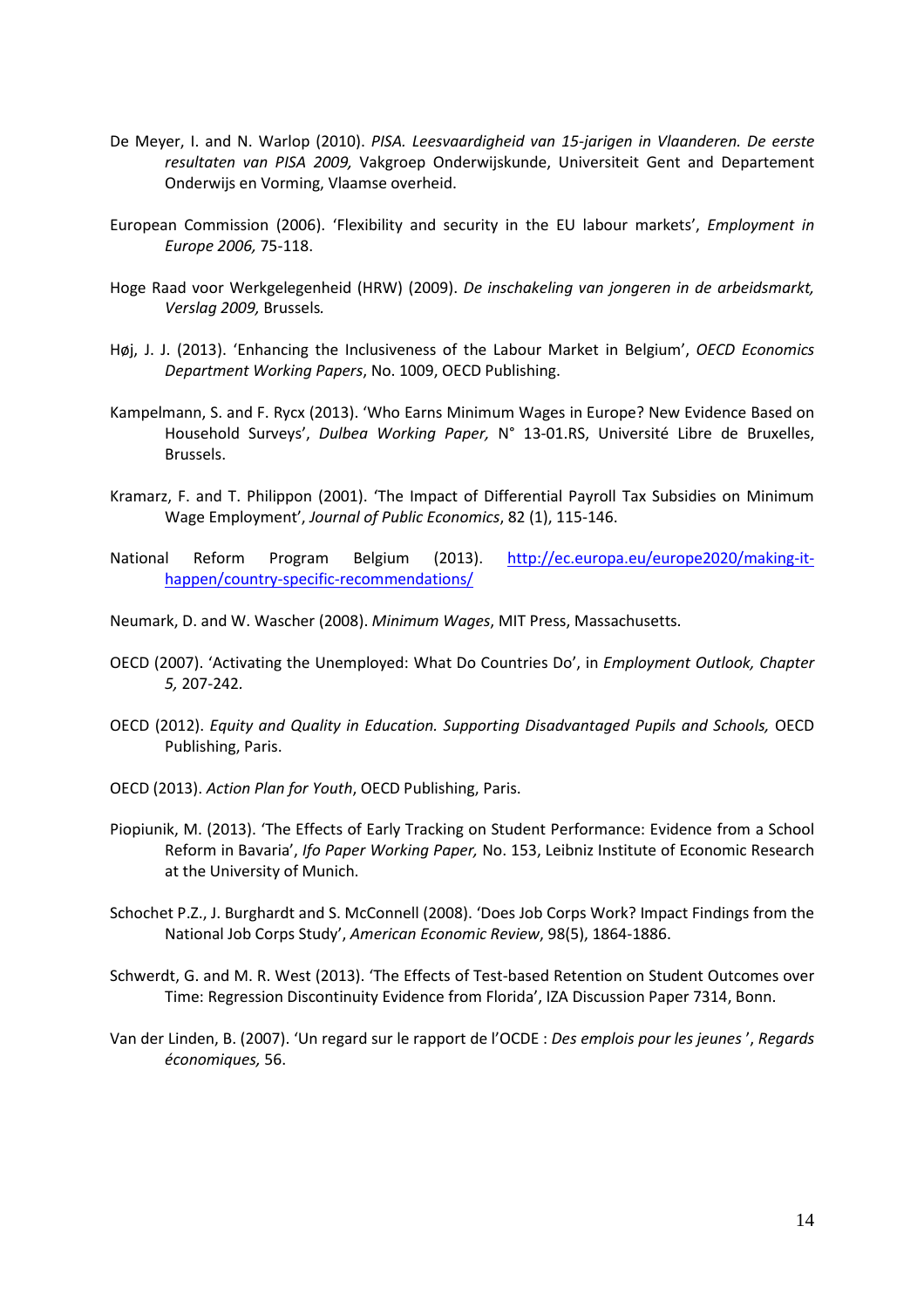De Meyer, I. and N. Warlop (2010). *PISA. Leesvaardigheid van 15-jarigen in Vlaanderen. De eerste resultaten van PISA 2009,* Vakgroep Onderwijskunde, Universiteit Gent and Departement Onderwijs en Vorming, Vlaamse overheid.

European Commission (2006). 'Flexibility and security in the EU labour markets', *Employment in Europe 2006,* 75-118.

Hoge Raad voor Werkgelegenheid (HRW) (2009). *De inschakeling van jongeren in de arbeidsmarkt, Verslag 2009,* Brussels.

Høj, J. J. (2013). 'Enhancing the Inclusiveness of the Labour Market in Belgium', *OECD Economics Department Working Papers*, No. 1009, OECD Publishing.

Kampelmann, S. and F. Rycx (2013). 'Who Earns Minimum Wages in Europe? New Evidence Based on Household Surveys', *Dulbea Working Paper,* N° 13-01.RS, Université Libre de Bruxelles, Brussels.

Kramarz, F. and T. Philippon (2001). 'The Impact of Differential Payroll Tax Subsidies on Minimum Wage Employment', *Journal of Public Economics*, 82 (1), 115-146.

National Reform Program Belgium (2013). [http://ec.europa.eu/europe2020/making-it-happen/country-specific-recommendations/](http://ec.europa.eu/europe2020/making-it-happen/country-specific-recommendations/)

Neumark, D. and W. Wascher (2008). *Minimum Wages*, MIT Press, Massachusetts.

OECD (2007). 'Activating the Unemployed: What Do Countries Do', in *Employment Outlook, Chapter 5,* 207-242.

OECD (2012). *Equity and Quality in Education. Supporting Disadvantaged Pupils and Schools,* OECD Publishing, Paris.

OECD (2013). *Action Plan for Youth*, OECD Publishing, Paris.

Piopiunik, M. (2013). 'The Effects of Early Tracking on Student Performance: Evidence from a School Reform in Bavaria', *Ifo Paper Working Paper,* No. 153, Leibniz Institute of Economic Research at the University of Munich.

Schochet P.Z., J. Burghardt and S. McConnell (2008). 'Does Job Corps Work? Impact Findings from the National Job Corps Study', *American Economic Review*, 98(5), 1864-1886.

Schwerdt, G. and M. R. West (2013). 'The Effects of Test-based Retention on Student Outcomes over Time: Regression Discontinuity Evidence from Florida', IZA Discussion Paper 7314, Bonn.

Van der Linden, B. (2007). 'Un regard sur le rapport de l'OCDE : *Des emplois pour les jeunes* ', *Regards économiques,* 56.